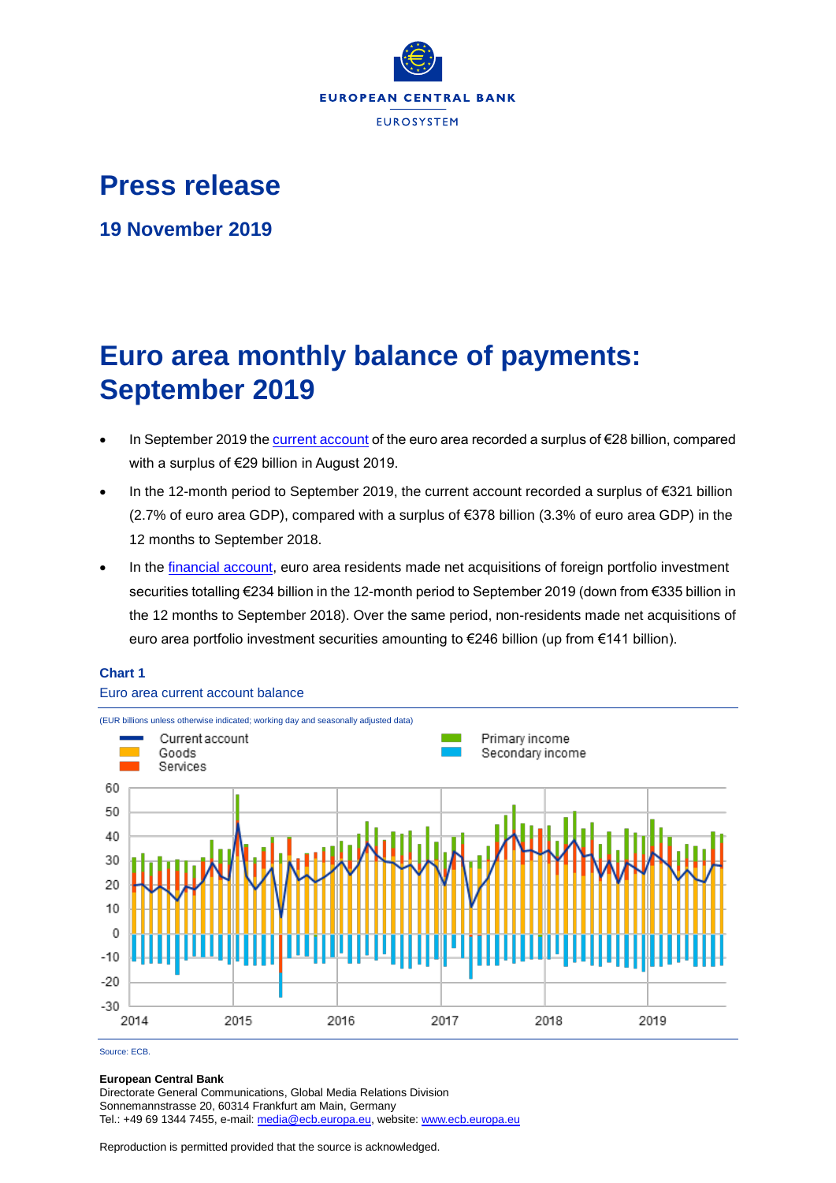EUROPEAN CENTRAL BANK

EUROSYSTEM

# Press release

## 19 November 2019

# Euro area monthly balance of payments: September 2019

- In September 2019 the current account of the euro area recorded a surplus of €28 billion, compared with a surplus of €29 billion in August 2019.
- In the 12-month period to September 2019, the current account recorded a surplus of €321 billion (2.7% of euro area GDP), compared with a surplus of €378 billion (3.3% of euro area GDP) in the 12 months to September 2018.
- In the financial account, euro area residents made net acquisitions of foreign portfolio investment securities totalling €234 billion in the 12-month period to September 2019 (down from €335 billion in the 12 months to September 2018). Over the same period, non-residents made net acquisitions of euro area portfolio investment securities amounting to €246 billion (up from €141 billion).

**Chart 1**

Euro area current account balance

(EUR billions unless otherwise indicated; working day and seasonally adjusted data)

Source: ECB.

**European Central Bank**
Directorate General Communications, Global Media Relations Division
Sonnemannstrasse 20, 60314 Frankfurt am Main, Germany
Tel.: +49 69 1344 7455, e-mail: media@ecb.europa.eu, website: www.ecb.europa.eu

Reproduction is permitted provided that the source is acknowledged.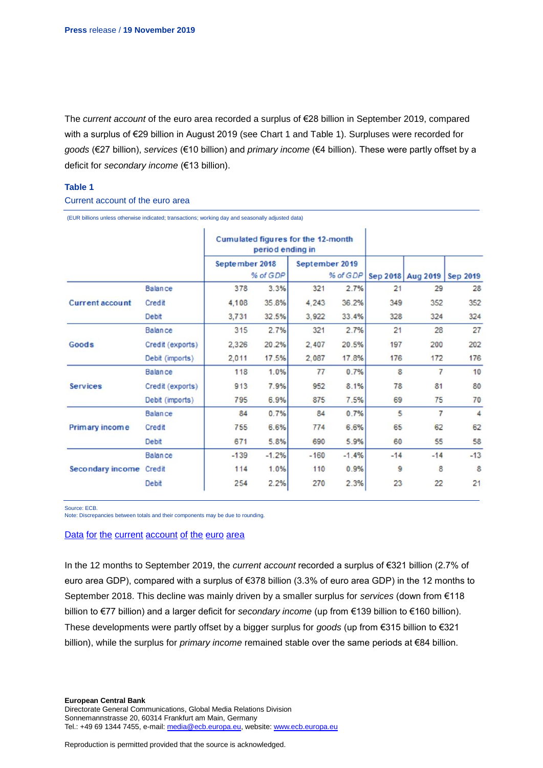The *current account* of the euro area recorded a surplus of €28 billion in September 2019, compared with a surplus of €29 billion in August 2019 (see Chart 1 and Table 1). Surpluses were recorded for *goods* (€27 billion), *services* (€10 billion) and *primary income* (€4 billion). These were partly offset by a deficit for *secondary income* (€13 billion).

**Table 1**

Current account of the euro area

(EUR billions unless otherwise indicated; transactions; working day and seasonally adjusted data)

| | | Cumulated figures for the 12-month period ending in | | | | | | |
|---|---|---|---|---|---|---|---|---|
| | | September 2018 | | September 2019 | | | | |
| | | | % of GDP | | % of GDP | Sep 2018 | Aug 2019 | Sep 2019 |
| Current account | Balance | 378 | 3.3% | 321 | 2.7% | 21 | 29 | 28 |
| | Credit | 4,108 | 35.8% | 4,243 | 36.2% | 349 | 352 | 352 |
| | Debit | 3,731 | 32.5% | 3,922 | 33.4% | 328 | 324 | 324 |
| Goods | Balance | 315 | 2.7% | 321 | 2.7% | 21 | 28 | 27 |
| | Credit (exports) | 2,326 | 20.2% | 2,407 | 20.5% | 197 | 200 | 202 |
| | Debit (imports) | 2,011 | 17.5% | 2,087 | 17.8% | 176 | 172 | 176 |
| Services | Balance | 118 | 1.0% | 77 | 0.7% | 8 | 7 | 10 |
| | Credit (exports) | 913 | 7.9% | 952 | 8.1% | 78 | 81 | 80 |
| | Debit (imports) | 795 | 6.9% | 875 | 7.5% | 69 | 75 | 70 |
| Primary income | Balance | 84 | 0.7% | 84 | 0.7% | 5 | 7 | 4 |
| | Credit | 755 | 6.6% | 774 | 6.6% | 65 | 62 | 62 |
| | Debit | 671 | 5.8% | 690 | 5.9% | 60 | 55 | 58 |
| Secondary income | Balance | -139 | -1.2% | -160 | -1.4% | -14 | -14 | -13 |
| | Credit | 114 | 1.0% | 110 | 0.9% | 9 | 8 | 8 |
| | Debit | 254 | 2.2% | 270 | 2.3% | 23 | 22 | 21 |

Source: ECB.
Note: Discrepancies between totals and their components may be due to rounding.

[Data for the current account of the euro area]

In the 12 months to September 2019, the *current account* recorded a surplus of €321 billion (2.7% of euro area GDP), compared with a surplus of €378 billion (3.3% of euro area GDP) in the 12 months to September 2018. This decline was mainly driven by a smaller surplus for *services* (down from €118 billion to €77 billion) and a larger deficit for *secondary income* (up from €139 billion to €160 billion). These developments were partly offset by a bigger surplus for *goods* (up from €315 billion to €321 billion), while the surplus for *primary income* remained stable over the same periods at €84 billion.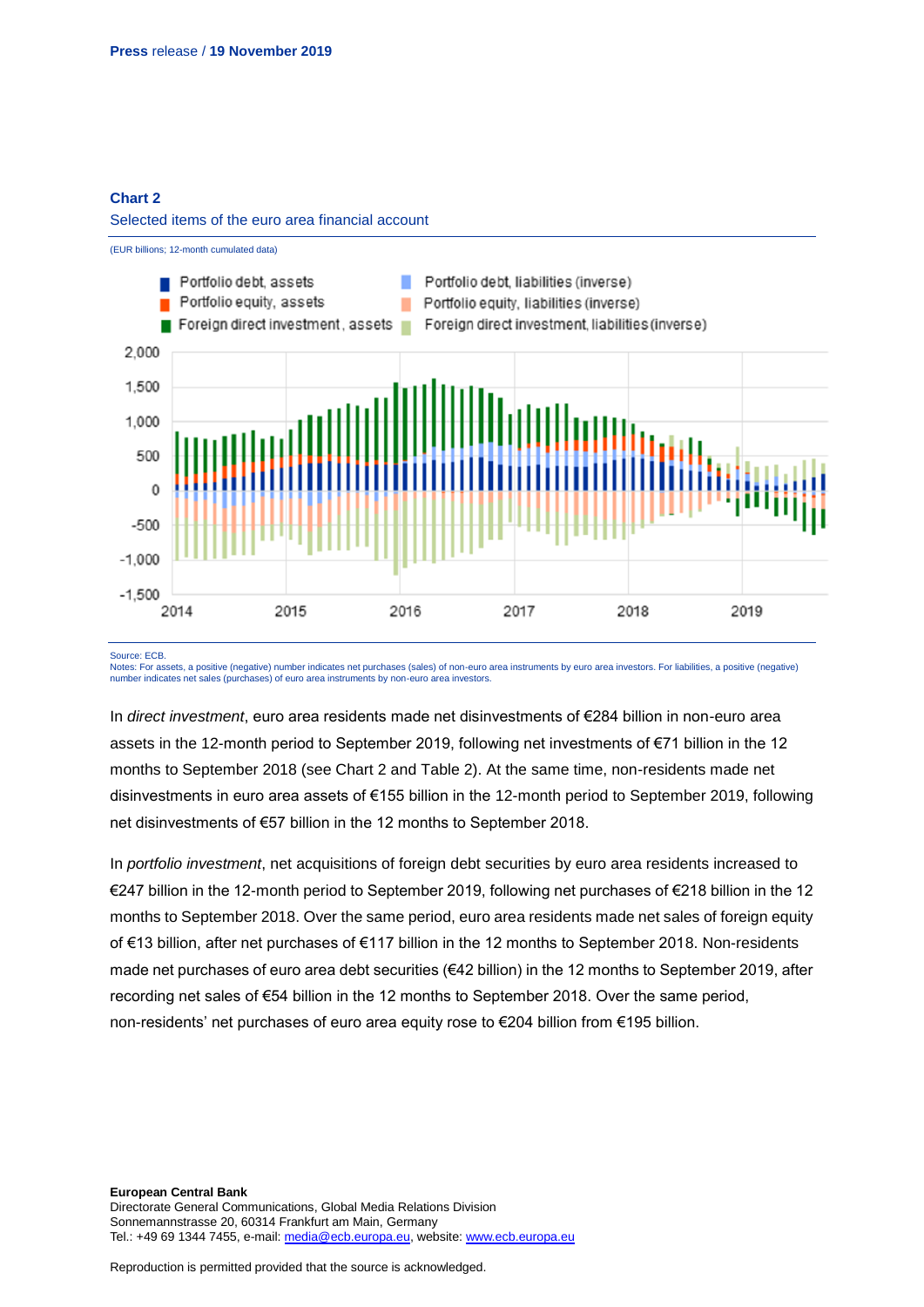**Chart 2**

Selected items of the euro area financial account

(EUR billions; 12-month cumulated data)

Source: ECB.
Notes: For assets, a positive (negative) number indicates net purchases (sales) of non-euro area instruments by euro area investors. For liabilities, a positive (negative) number indicates net sales (purchases) of euro area instruments by non-euro area investors.

In *direct investment*, euro area residents made net disinvestments of €284 billion in non-euro area assets in the 12-month period to September 2019, following net investments of €71 billion in the 12 months to September 2018 (see Chart 2 and Table 2). At the same time, non-residents made net disinvestments in euro area assets of €155 billion in the 12-month period to September 2019, following net disinvestments of €57 billion in the 12 months to September 2018.

In *portfolio investment*, net acquisitions of foreign debt securities by euro area residents increased to €247 billion in the 12-month period to September 2019, following net purchases of €218 billion in the 12 months to September 2018. Over the same period, euro area residents made net sales of foreign equity of €13 billion, after net purchases of €117 billion in the 12 months to September 2018. Non-residents made net purchases of euro area debt securities (€42 billion) in the 12 months to September 2019, after recording net sales of €54 billion in the 12 months to September 2018. Over the same period, non-residents' net purchases of euro area equity rose to €204 billion from €195 billion.

**European Central Bank**
Directorate General Communications, Global Media Relations Division
Sonnemannstrasse 20, 60314 Frankfurt am Main, Germany
Tel.: +49 69 1344 7455, e-mail: media@ecb.europa.eu, website: www.ecb.europa.eu

Reproduction is permitted provided that the source is acknowledged.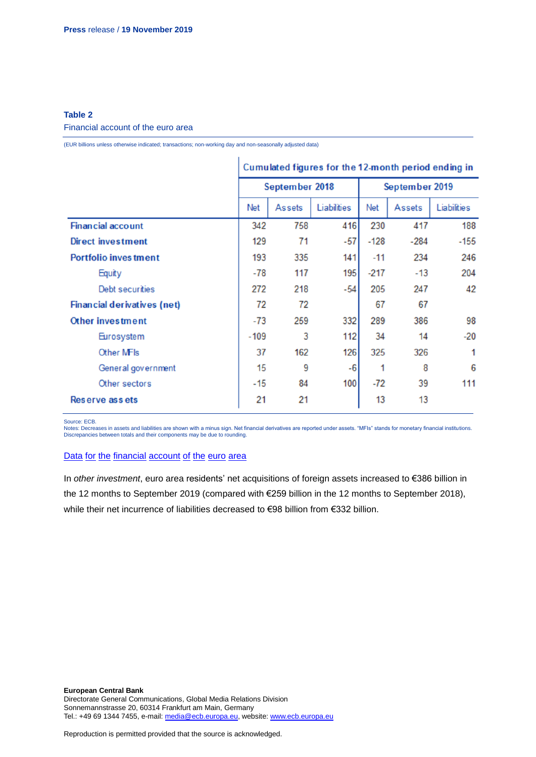**Table 2**

Financial account of the euro area

(EUR billions unless otherwise indicated; transactions; non-working day and non-seasonally adjusted data)

| | Cumulated figures for the 12-month period ending in | | | | | |
|---|---|---|---|---|---|---|
| | September 2018 | | | September 2019 | | |
| | Net | Assets | Liabilities | Net | Assets | Liabilities |
| **Financial account** | 342 | 758 | 416 | 230 | 417 | 188 |
| **Direct investment** | 129 | 71 | -57 | -128 | -284 | -155 |
| **Portfolio investment** | 193 | 335 | 141 | -11 | 234 | 246 |
| Equity | -78 | 117 | 195 | -217 | -13 | 204 |
| Debt securities | 272 | 218 | -54 | 205 | 247 | 42 |
| **Financial derivatives (net)** | 72 | 72 | | 67 | 67 | |
| **Other investment** | -73 | 259 | 332 | 289 | 386 | 98 |
| Eurosystem | -109 | 3 | 112 | 34 | 14 | -20 |
| Other MFIs | 37 | 162 | 126 | 325 | 326 | 1 |
| General government | 15 | 9 | -6 | 1 | 8 | 6 |
| Other sectors | -15 | 84 | 100 | -72 | 39 | 111 |
| **Reserve assets** | 21 | 21 | | 13 | 13 | |

Source: ECB.
Notes: Decreases in assets and liabilities are shown with a minus sign. Net financial derivatives are reported under assets. "MFIs" stands for monetary financial institutions. Discrepancies between totals and their components may be due to rounding.

Data for the financial account of the euro area

In *other investment*, euro area residents' net acquisitions of foreign assets increased to €386 billion in the 12 months to September 2019 (compared with €259 billion in the 12 months to September 2018), while their net incurrence of liabilities decreased to €98 billion from €332 billion.

**European Central Bank**
Directorate General Communications, Global Media Relations Division
Sonnemannstrasse 20, 60314 Frankfurt am Main, Germany
Tel.: +49 69 1344 7455, e-mail: media@ecb.europa.eu, website: www.ecb.europa.eu

Reproduction is permitted provided that the source is acknowledged.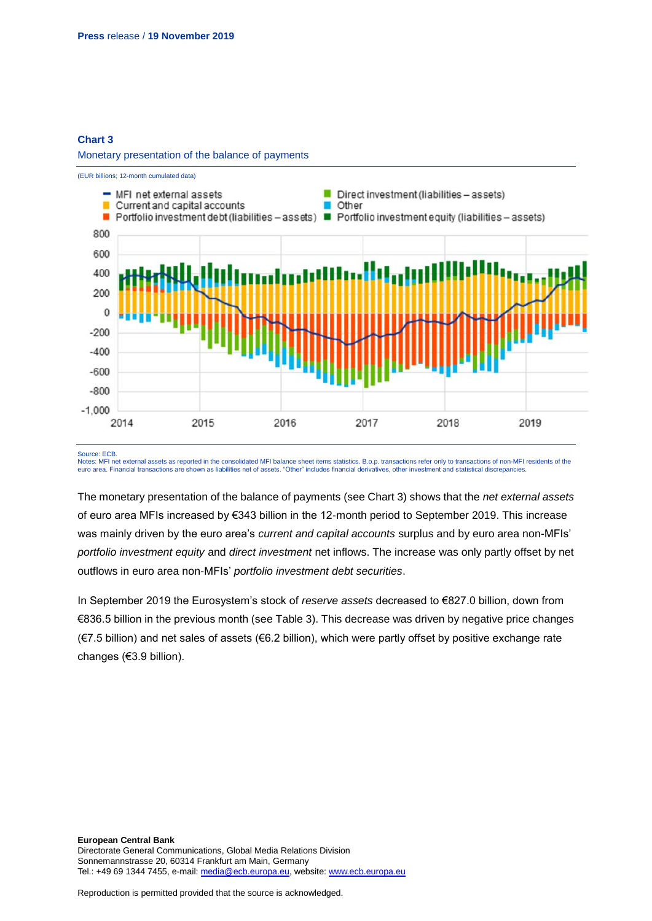**Chart 3**

Monetary presentation of the balance of payments

(EUR billions; 12-month cumulated data)

Source: ECB.

Notes: MFI net external assets as reported in the consolidated MFI balance sheet items statistics. B.o.p. transactions refer only to transactions of non-MFI residents of the euro area. Financial transactions are shown as liabilities net of assets. "Other" includes financial derivatives, other investment and statistical discrepancies.

The monetary presentation of the balance of payments (see Chart 3) shows that the *net external assets* of euro area MFIs increased by €343 billion in the 12-month period to September 2019. This increase was mainly driven by the euro area's *current and capital accounts* surplus and by euro area non-MFIs' *portfolio investment equity* and *direct investment* net inflows. The increase was only partly offset by net outflows in euro area non-MFIs' *portfolio investment debt securities*.

In September 2019 the Eurosystem's stock of *reserve assets* decreased to €827.0 billion, down from €836.5 billion in the previous month (see Table 3). This decrease was driven by negative price changes (€7.5 billion) and net sales of assets (€6.2 billion), which were partly offset by positive exchange rate changes (€3.9 billion).

**European Central Bank**
Directorate General Communications, Global Media Relations Division
Sonnemannstrasse 20, 60314 Frankfurt am Main, Germany
Tel.: +49 69 1344 7455, e-mail: media@ecb.europa.eu, website: www.ecb.europa.eu

Reproduction is permitted provided that the source is acknowledged.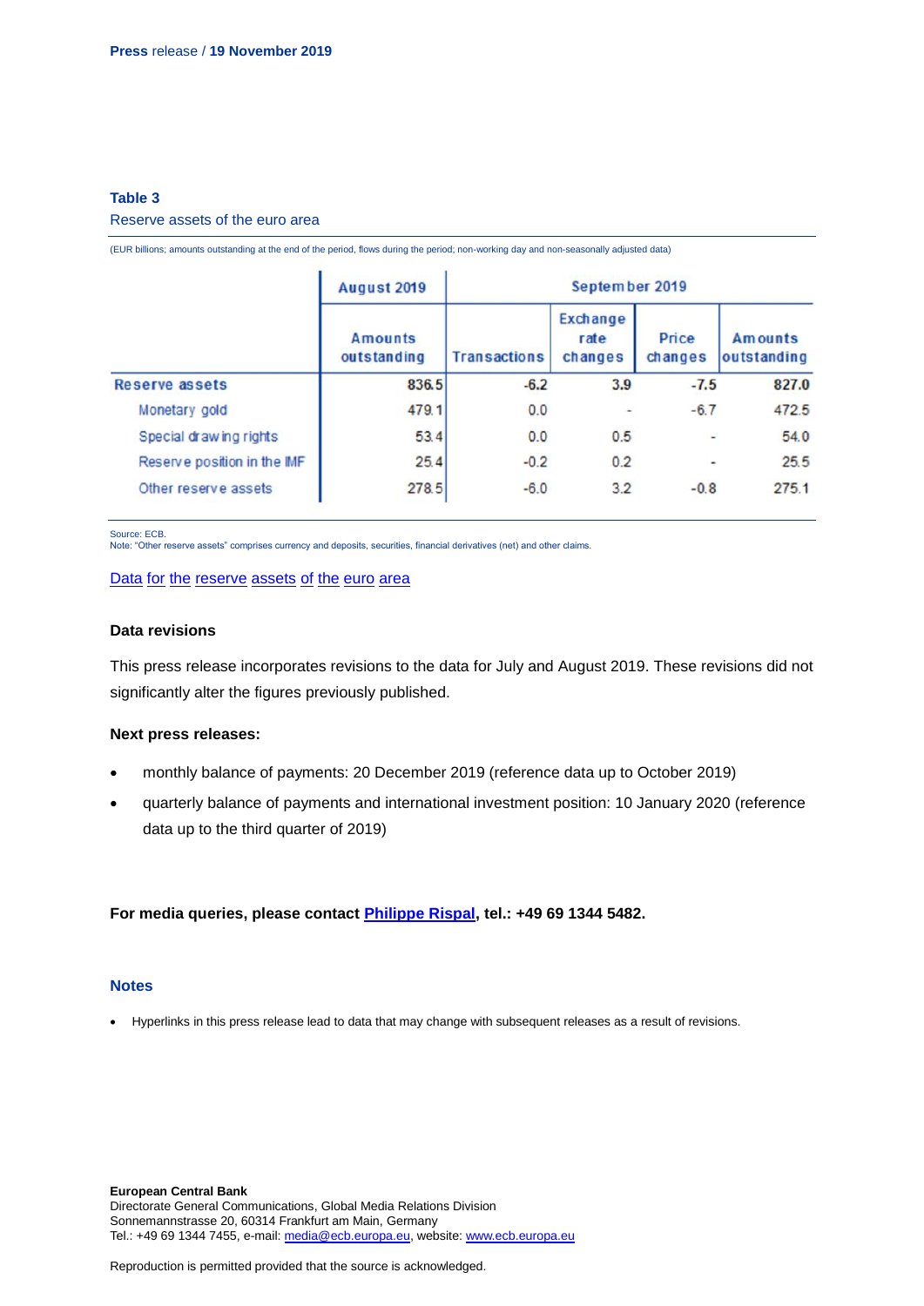### Table 3

Reserve assets of the euro area

(EUR billions; amounts outstanding at the end of the period, flows during the period; non-working day and non-seasonally adjusted data)

| | August 2019 | September 2019 | | | |
|---|---|---|---|---|---|
| | Amounts outstanding | Transactions | Exchange rate changes | Price changes | Amounts outstanding |
| **Reserve assets** | **836.5** | **-6.2** | **3.9** | **-7.5** | **827.0** |
| Monetary gold | 479.1 | 0.0 | - | -6.7 | 472.5 |
| Special drawing rights | 53.4 | 0.0 | 0.5 | - | 54.0 |
| Reserve position in the IMF | 25.4 | -0.2 | 0.2 | - | 25.5 |
| Other reserve assets | 278.5 | -6.0 | 3.2 | -0.8 | 275.1 |

Source: ECB.
Note: "Other reserve assets" comprises currency and deposits, securities, financial derivatives (net) and other claims.

Data for the reserve assets of the euro area

**Data revisions**

This press release incorporates revisions to the data for July and August 2019. These revisions did not significantly alter the figures previously published.

**Next press releases:**

- monthly balance of payments: 20 December 2019 (reference data up to October 2019)
- quarterly balance of payments and international investment position: 10 January 2020 (reference data up to the third quarter of 2019)

**For media queries, please contact Philippe Rispal, tel.: +49 69 1344 5482.**

### Notes

- Hyperlinks in this press release lead to data that may change with subsequent releases as a result of revisions.

**European Central Bank**
Directorate General Communications, Global Media Relations Division
Sonnemannstrasse 20, 60314 Frankfurt am Main, Germany
Tel.: +49 69 1344 7455, e-mail: media@ecb.europa.eu, website: www.ecb.europa.eu

Reproduction is permitted provided that the source is acknowledged.